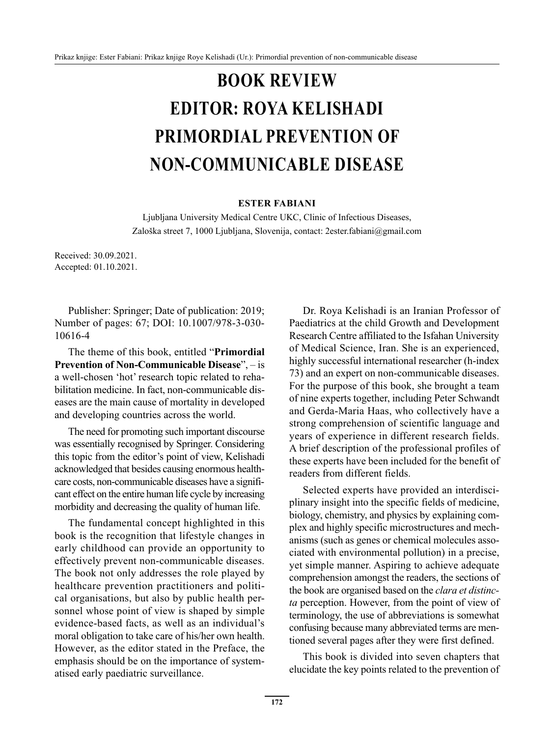# BOOK REVIEW
# EDITOR: ROYA KELISHADI
# PRIMORDIAL PREVENTION OF NON-COMMUNICABLE DISEASE

**ESTER FABIANI**

Ljubljana University Medical Centre UKC, Clinic of Infectious Diseases,
Zaloška street 7, 1000 Ljubljana, Slovenija, contact: 2ester.fabiani@gmail.com

Received: 30.09.2021.
Accepted: 01.10.2021.

Publisher: Springer; Date of publication: 2019; Number of pages: 67; DOI: 10.1007/978-3-030-10616-4

The theme of this book, entitled "**Primordial Prevention of Non-Communicable Disease**", – is a well-chosen 'hot' research topic related to rehabilitation medicine. In fact, non-communicable diseases are the main cause of mortality in developed and developing countries across the world.

The need for promoting such important discourse was essentially recognised by Springer. Considering this topic from the editor's point of view, Kelishadi acknowledged that besides causing enormous healthcare costs, non-communicable diseases have a significant effect on the entire human life cycle by increasing morbidity and decreasing the quality of human life.

The fundamental concept highlighted in this book is the recognition that lifestyle changes in early childhood can provide an opportunity to effectively prevent non-communicable diseases. The book not only addresses the role played by healthcare prevention practitioners and political organisations, but also by public health personnel whose point of view is shaped by simple evidence-based facts, as well as an individual's moral obligation to take care of his/her own health. However, as the editor stated in the Preface, the emphasis should be on the importance of systematised early paediatric surveillance.

Dr. Roya Kelishadi is an Iranian Professor of Paediatrics at the child Growth and Development Research Centre affiliated to the Isfahan University of Medical Science, Iran. She is an experienced, highly successful international researcher (h-index 73) and an expert on non-communicable diseases. For the purpose of this book, she brought a team of nine experts together, including Peter Schwandt and Gerda-Maria Haas, who collectively have a strong comprehension of scientific language and years of experience in different research fields. A brief description of the professional profiles of these experts have been included for the benefit of readers from different fields.

Selected experts have provided an interdisciplinary insight into the specific fields of medicine, biology, chemistry, and physics by explaining complex and highly specific microstructures and mechanisms (such as genes or chemical molecules associated with environmental pollution) in a precise, yet simple manner. Aspiring to achieve adequate comprehension amongst the readers, the sections of the book are organised based on the *clara et distincta* perception. However, from the point of view of terminology, the use of abbreviations is somewhat confusing because many abbreviated terms are mentioned several pages after they were first defined.

This book is divided into seven chapters that elucidate the key points related to the prevention of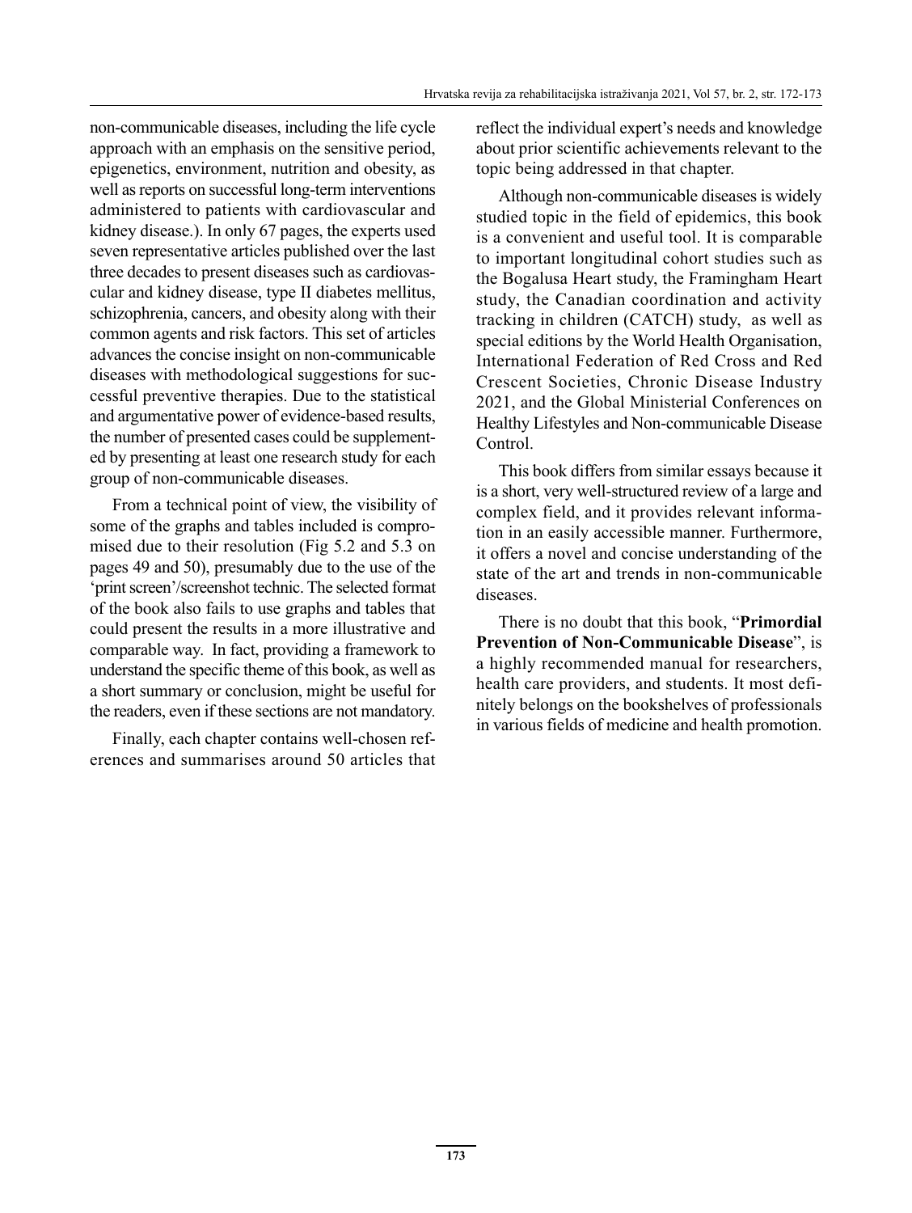non-communicable diseases, including the life cycle approach with an emphasis on the sensitive period, epigenetics, environment, nutrition and obesity, as well as reports on successful long-term interventions administered to patients with cardiovascular and kidney disease.). In only 67 pages, the experts used seven representative articles published over the last three decades to present diseases such as cardiovascular and kidney disease, type II diabetes mellitus, schizophrenia, cancers, and obesity along with their common agents and risk factors. This set of articles advances the concise insight on non-communicable diseases with methodological suggestions for successful preventive therapies. Due to the statistical and argumentative power of evidence-based results, the number of presented cases could be supplemented by presenting at least one research study for each group of non-communicable diseases.

From a technical point of view, the visibility of some of the graphs and tables included is compromised due to their resolution (Fig 5.2 and 5.3 on pages 49 and 50), presumably due to the use of the 'print screen'/screenshot technic. The selected format of the book also fails to use graphs and tables that could present the results in a more illustrative and comparable way. In fact, providing a framework to understand the specific theme of this book, as well as a short summary or conclusion, might be useful for the readers, even if these sections are not mandatory.

Finally, each chapter contains well-chosen references and summarises around 50 articles that reflect the individual expert's needs and knowledge about prior scientific achievements relevant to the topic being addressed in that chapter.

Although non-communicable diseases is widely studied topic in the field of epidemics, this book is a convenient and useful tool. It is comparable to important longitudinal cohort studies such as the Bogalusa Heart study, the Framingham Heart study, the Canadian coordination and activity tracking in children (CATCH) study, as well as special editions by the World Health Organisation, International Federation of Red Cross and Red Crescent Societies, Chronic Disease Industry 2021, and the Global Ministerial Conferences on Healthy Lifestyles and Non-communicable Disease Control.

This book differs from similar essays because it is a short, very well-structured review of a large and complex field, and it provides relevant information in an easily accessible manner. Furthermore, it offers a novel and concise understanding of the state of the art and trends in non-communicable diseases.

There is no doubt that this book, "**Primordial Prevention of Non-Communicable Disease**", is a highly recommended manual for researchers, health care providers, and students. It most definitely belongs on the bookshelves of professionals in various fields of medicine and health promotion.